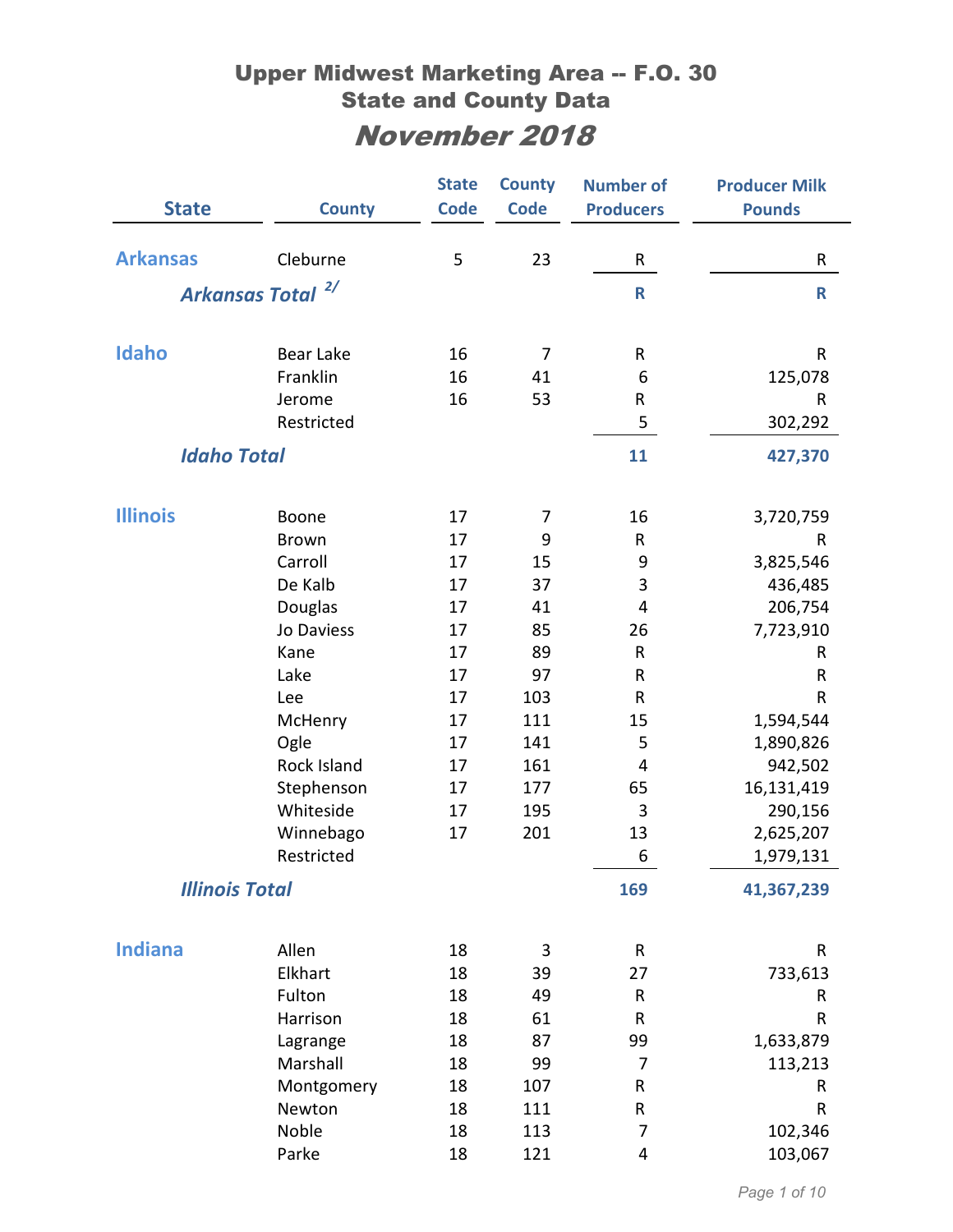# Upper Midwest Marketing Area -- F.O. 30
## State and County Data
## *November 2018*

| State | County | State Code | County Code | Number of Producers | Producer Milk Pounds |
|---|---|---|---|---|---|
| **Arkansas** | Cleburne | 5 | 23 | R | R |
| ***Arkansas Total*** [2/] | | | | **R** | **R** |
| **Idaho** | Bear Lake | 16 | 7 | R | R |
| | Franklin | 16 | 41 | 6 | 125,078 |
| | Jerome | 16 | 53 | R | R |
| | Restricted | | | 5 | 302,292 |
| ***Idaho Total*** | | | | **11** | **427,370** |
| **Illinois** | Boone | 17 | 7 | 16 | 3,720,759 |
| | Brown | 17 | 9 | R | R |
| | Carroll | 17 | 15 | 9 | 3,825,546 |
| | De Kalb | 17 | 37 | 3 | 436,485 |
| | Douglas | 17 | 41 | 4 | 206,754 |
| | Jo Daviess | 17 | 85 | 26 | 7,723,910 |
| | Kane | 17 | 89 | R | R |
| | Lake | 17 | 97 | R | R |
| | Lee | 17 | 103 | R | R |
| | McHenry | 17 | 111 | 15 | 1,594,544 |
| | Ogle | 17 | 141 | 5 | 1,890,826 |
| | Rock Island | 17 | 161 | 4 | 942,502 |
| | Stephenson | 17 | 177 | 65 | 16,131,419 |
| | Whiteside | 17 | 195 | 3 | 290,156 |
| | Winnebago | 17 | 201 | 13 | 2,625,207 |
| | Restricted | | | 6 | 1,979,131 |
| ***Illinois Total*** | | | | **169** | **41,367,239** |
| **Indiana** | Allen | 18 | 3 | R | R |
| | Elkhart | 18 | 39 | 27 | 733,613 |
| | Fulton | 18 | 49 | R | R |
| | Harrison | 18 | 61 | R | R |
| | Lagrange | 18 | 87 | 99 | 1,633,879 |
| | Marshall | 18 | 99 | 7 | 113,213 |
| | Montgomery | 18 | 107 | R | R |
| | Newton | 18 | 111 | R | R |
| | Noble | 18 | 113 | 7 | 102,346 |
| | Parke | 18 | 121 | 4 | 103,067 |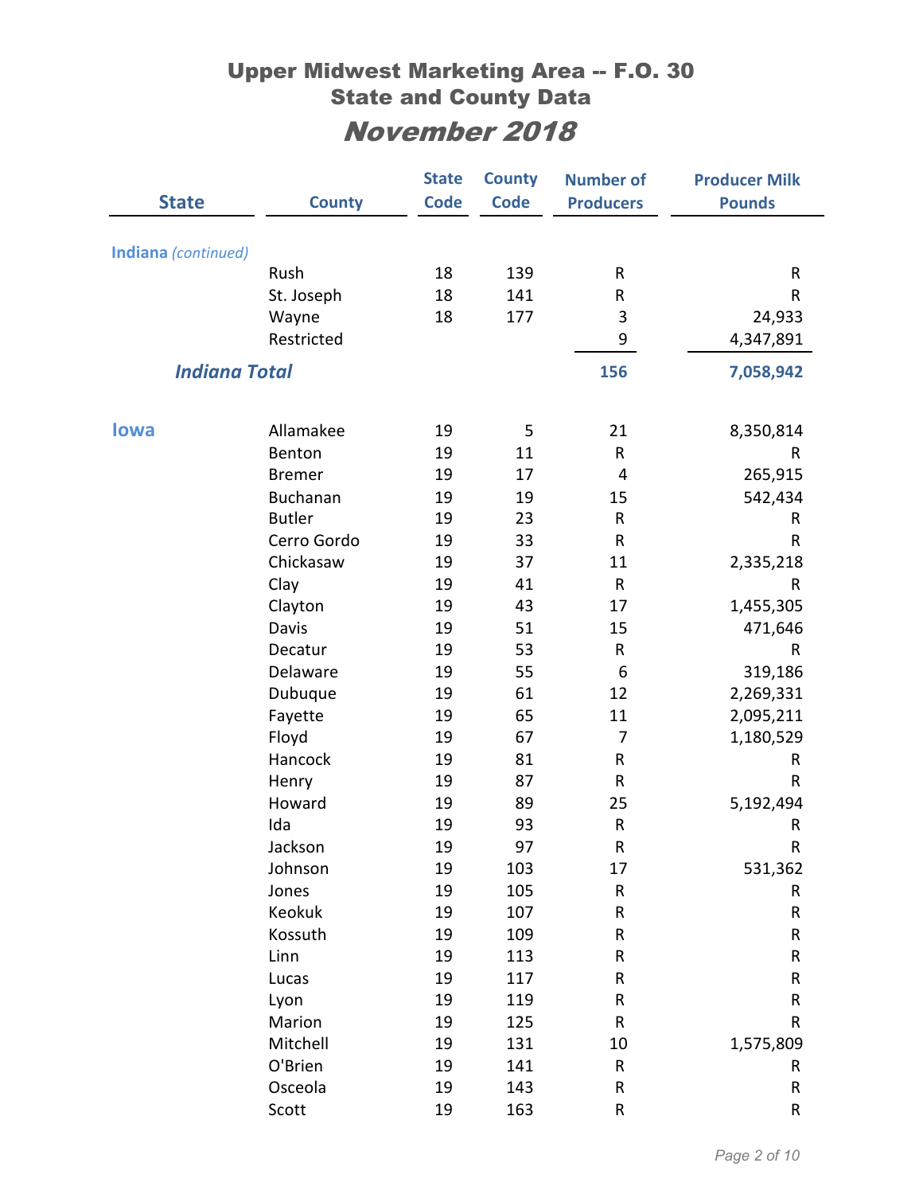# Upper Midwest Marketing Area -- F.O. 30
## State and County Data
## November 2018

| State | County | State Code | County Code | Number of Producers | Producer Milk Pounds |
|---|---|---|---|---|---|
| *Indiana (continued)* | | | | | |
| | Rush | 18 | 139 | R | R |
| | St. Joseph | 18 | 141 | R | R |
| | Wayne | 18 | 177 | 3 | 24,933 |
| | Restricted | | | 9 | 4,347,891 |
| ***Indiana Total*** | | | | **156** | **7,058,942** |
| **Iowa** | Allamakee | 19 | 5 | 21 | 8,350,814 |
| | Benton | 19 | 11 | R | R |
| | Bremer | 19 | 17 | 4 | 265,915 |
| | Buchanan | 19 | 19 | 15 | 542,434 |
| | Butler | 19 | 23 | R | R |
| | Cerro Gordo | 19 | 33 | R | R |
| | Chickasaw | 19 | 37 | 11 | 2,335,218 |
| | Clay | 19 | 41 | R | R |
| | Clayton | 19 | 43 | 17 | 1,455,305 |
| | Davis | 19 | 51 | 15 | 471,646 |
| | Decatur | 19 | 53 | R | R |
| | Delaware | 19 | 55 | 6 | 319,186 |
| | Dubuque | 19 | 61 | 12 | 2,269,331 |
| | Fayette | 19 | 65 | 11 | 2,095,211 |
| | Floyd | 19 | 67 | 7 | 1,180,529 |
| | Hancock | 19 | 81 | R | R |
| | Henry | 19 | 87 | R | R |
| | Howard | 19 | 89 | 25 | 5,192,494 |
| | Ida | 19 | 93 | R | R |
| | Jackson | 19 | 97 | R | R |
| | Johnson | 19 | 103 | 17 | 531,362 |
| | Jones | 19 | 105 | R | R |
| | Keokuk | 19 | 107 | R | R |
| | Kossuth | 19 | 109 | R | R |
| | Linn | 19 | 113 | R | R |
| | Lucas | 19 | 117 | R | R |
| | Lyon | 19 | 119 | R | R |
| | Marion | 19 | 125 | R | R |
| | Mitchell | 19 | 131 | 10 | 1,575,809 |
| | O'Brien | 19 | 141 | R | R |
| | Osceola | 19 | 143 | R | R |
| | Scott | 19 | 163 | R | R |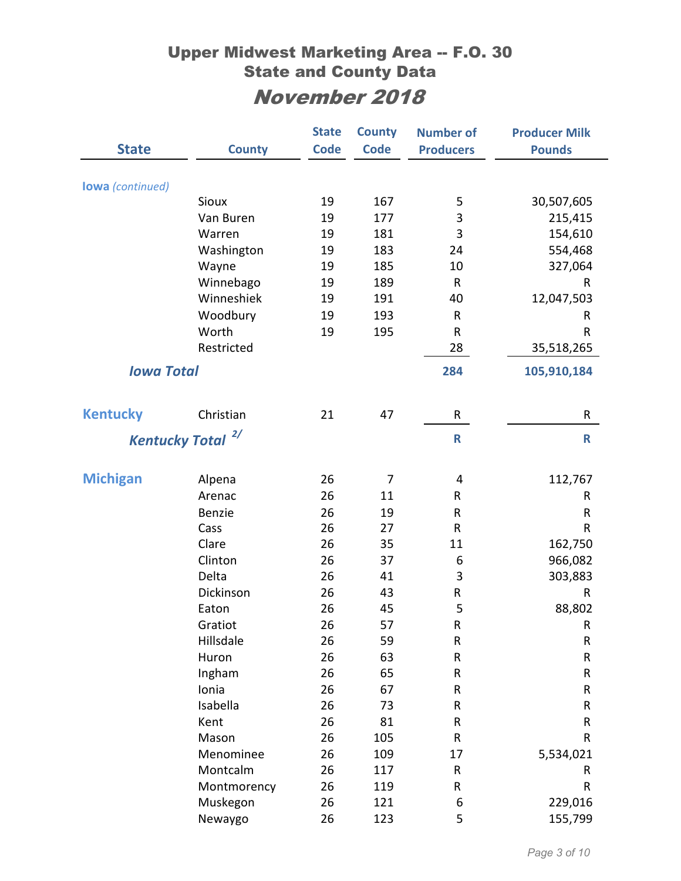# Upper Midwest Marketing Area -- F.O. 30
## State and County Data
## *November 2018*

| State | County | State Code | County Code | Number of Producers | Producer Milk Pounds |
|---|---|---|---|---|---|
| **Iowa** *(continued)* | | | | | |
| | Sioux | 19 | 167 | 5 | 30,507,605 |
| | Van Buren | 19 | 177 | 3 | 215,415 |
| | Warren | 19 | 181 | 3 | 154,610 |
| | Washington | 19 | 183 | 24 | 554,468 |
| | Wayne | 19 | 185 | 10 | 327,064 |
| | Winnebago | 19 | 189 | R | R |
| | Winneshiek | 19 | 191 | 40 | 12,047,503 |
| | Woodbury | 19 | 193 | R | R |
| | Worth | 19 | 195 | R | R |
| | Restricted | | | 28 | 35,518,265 |
| ***Iowa Total*** | | | | **284** | **105,910,184** |
| **Kentucky** | Christian | 21 | 47 | R | R |
| ***Kentucky Total*** [2/] | | | | **R** | **R** |
| **Michigan** | Alpena | 26 | 7 | 4 | 112,767 |
| | Arenac | 26 | 11 | R | R |
| | Benzie | 26 | 19 | R | R |
| | Cass | 26 | 27 | R | R |
| | Clare | 26 | 35 | 11 | 162,750 |
| | Clinton | 26 | 37 | 6 | 966,082 |
| | Delta | 26 | 41 | 3 | 303,883 |
| | Dickinson | 26 | 43 | R | R |
| | Eaton | 26 | 45 | 5 | 88,802 |
| | Gratiot | 26 | 57 | R | R |
| | Hillsdale | 26 | 59 | R | R |
| | Huron | 26 | 63 | R | R |
| | Ingham | 26 | 65 | R | R |
| | Ionia | 26 | 67 | R | R |
| | Isabella | 26 | 73 | R | R |
| | Kent | 26 | 81 | R | R |
| | Mason | 26 | 105 | R | R |
| | Menominee | 26 | 109 | 17 | 5,534,021 |
| | Montcalm | 26 | 117 | R | R |
| | Montmorency | 26 | 119 | R | R |
| | Muskegon | 26 | 121 | 6 | 229,016 |
| | Newaygo | 26 | 123 | 5 | 155,799 |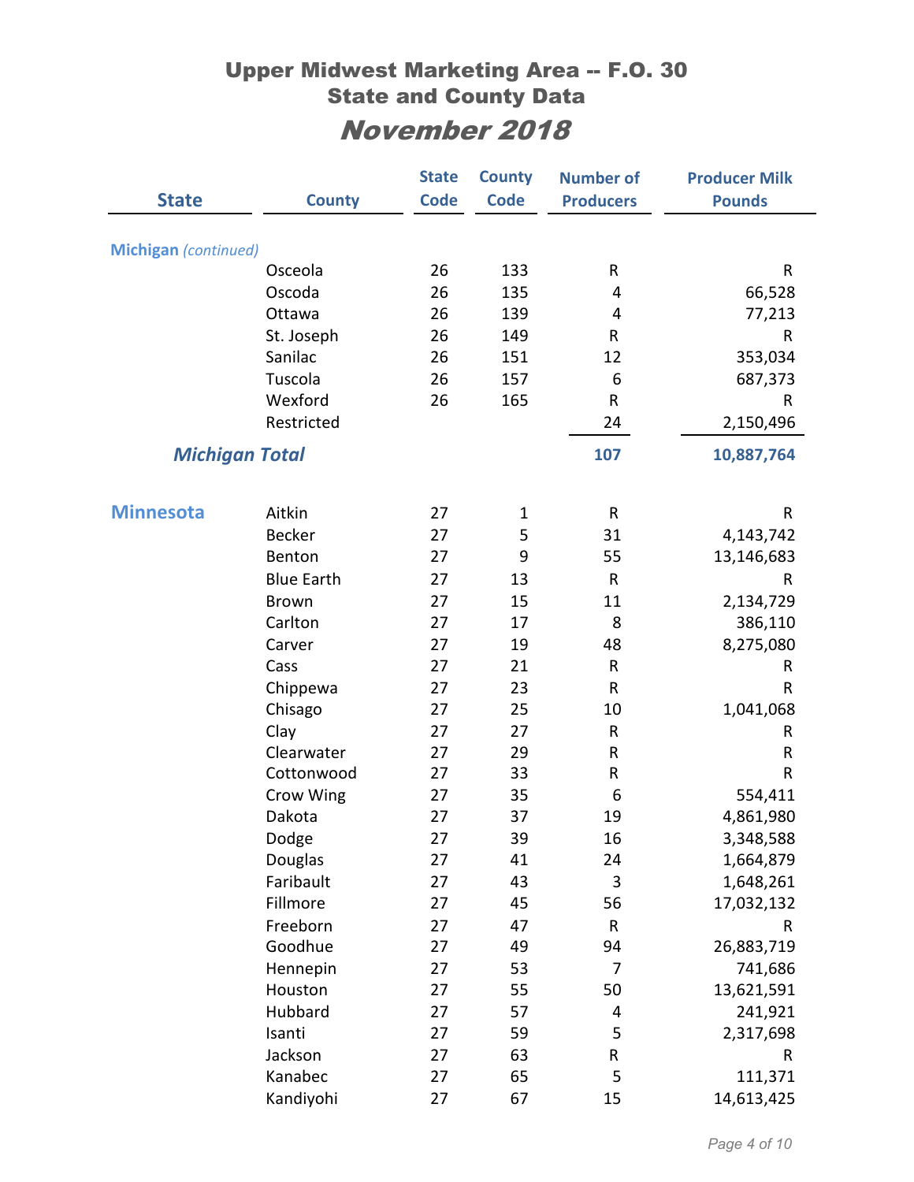# Upper Midwest Marketing Area -- F.O. 30
## State and County Data
## *November 2018*

| State | County | State Code | County Code | Number of Producers | Producer Milk Pounds |
|---|---|---|---|---|---|
| **Michigan** *(continued)* | | | | | |
| | Osceola | 26 | 133 | R | R |
| | Oscoda | 26 | 135 | 4 | 66,528 |
| | Ottawa | 26 | 139 | 4 | 77,213 |
| | St. Joseph | 26 | 149 | R | R |
| | Sanilac | 26 | 151 | 12 | 353,034 |
| | Tuscola | 26 | 157 | 6 | 687,373 |
| | Wexford | 26 | 165 | R | R |
| | Restricted | | | 24 | 2,150,496 |
| ***Michigan Total*** | | | | **107** | **10,887,764** |
| **Minnesota** | Aitkin | 27 | 1 | R | R |
| | Becker | 27 | 5 | 31 | 4,143,742 |
| | Benton | 27 | 9 | 55 | 13,146,683 |
| | Blue Earth | 27 | 13 | R | R |
| | Brown | 27 | 15 | 11 | 2,134,729 |
| | Carlton | 27 | 17 | 8 | 386,110 |
| | Carver | 27 | 19 | 48 | 8,275,080 |
| | Cass | 27 | 21 | R | R |
| | Chippewa | 27 | 23 | R | R |
| | Chisago | 27 | 25 | 10 | 1,041,068 |
| | Clay | 27 | 27 | R | R |
| | Clearwater | 27 | 29 | R | R |
| | Cottonwood | 27 | 33 | R | R |
| | Crow Wing | 27 | 35 | 6 | 554,411 |
| | Dakota | 27 | 37 | 19 | 4,861,980 |
| | Dodge | 27 | 39 | 16 | 3,348,588 |
| | Douglas | 27 | 41 | 24 | 1,664,879 |
| | Faribault | 27 | 43 | 3 | 1,648,261 |
| | Fillmore | 27 | 45 | 56 | 17,032,132 |
| | Freeborn | 27 | 47 | R | R |
| | Goodhue | 27 | 49 | 94 | 26,883,719 |
| | Hennepin | 27 | 53 | 7 | 741,686 |
| | Houston | 27 | 55 | 50 | 13,621,591 |
| | Hubbard | 27 | 57 | 4 | 241,921 |
| | Isanti | 27 | 59 | 5 | 2,317,698 |
| | Jackson | 27 | 63 | R | R |
| | Kanabec | 27 | 65 | 5 | 111,371 |
| | Kandiyohi | 27 | 67 | 15 | 14,613,425 |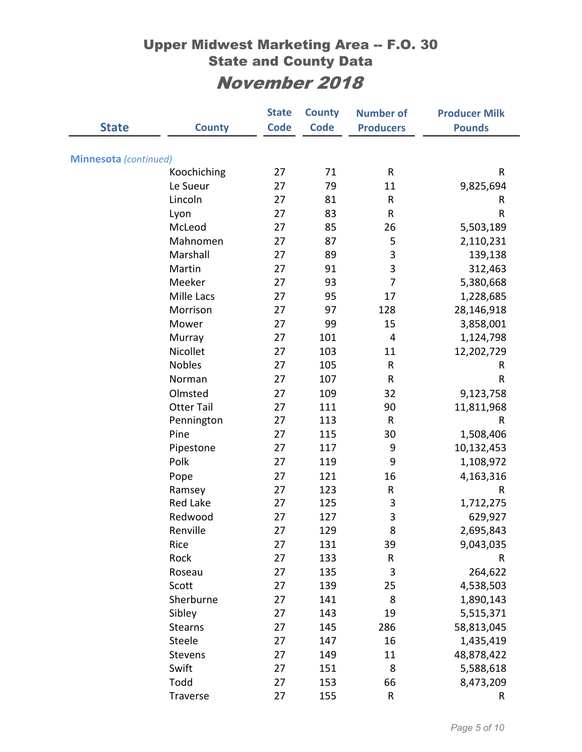# Upper Midwest Marketing Area -- F.O. 30
## State and County Data
## *November 2018*

| State | County | State Code | County Code | Number of Producers | Producer Milk Pounds |
|---|---|---|---|---|---|
| **Minnesota** *(continued)* | | | | | |
| | Koochiching | 27 | 71 | R | R |
| | Le Sueur | 27 | 79 | 11 | 9,825,694 |
| | Lincoln | 27 | 81 | R | R |
| | Lyon | 27 | 83 | R | R |
| | McLeod | 27 | 85 | 26 | 5,503,189 |
| | Mahnomen | 27 | 87 | 5 | 2,110,231 |
| | Marshall | 27 | 89 | 3 | 139,138 |
| | Martin | 27 | 91 | 3 | 312,463 |
| | Meeker | 27 | 93 | 7 | 5,380,668 |
| | Mille Lacs | 27 | 95 | 17 | 1,228,685 |
| | Morrison | 27 | 97 | 128 | 28,146,918 |
| | Mower | 27 | 99 | 15 | 3,858,001 |
| | Murray | 27 | 101 | 4 | 1,124,798 |
| | Nicollet | 27 | 103 | 11 | 12,202,729 |
| | Nobles | 27 | 105 | R | R |
| | Norman | 27 | 107 | R | R |
| | Olmsted | 27 | 109 | 32 | 9,123,758 |
| | Otter Tail | 27 | 111 | 90 | 11,811,968 |
| | Pennington | 27 | 113 | R | R |
| | Pine | 27 | 115 | 30 | 1,508,406 |
| | Pipestone | 27 | 117 | 9 | 10,132,453 |
| | Polk | 27 | 119 | 9 | 1,108,972 |
| | Pope | 27 | 121 | 16 | 4,163,316 |
| | Ramsey | 27 | 123 | R | R |
| | Red Lake | 27 | 125 | 3 | 1,712,275 |
| | Redwood | 27 | 127 | 3 | 629,927 |
| | Renville | 27 | 129 | 8 | 2,695,843 |
| | Rice | 27 | 131 | 39 | 9,043,035 |
| | Rock | 27 | 133 | R | R |
| | Roseau | 27 | 135 | 3 | 264,622 |
| | Scott | 27 | 139 | 25 | 4,538,503 |
| | Sherburne | 27 | 141 | 8 | 1,890,143 |
| | Sibley | 27 | 143 | 19 | 5,515,371 |
| | Stearns | 27 | 145 | 286 | 58,813,045 |
| | Steele | 27 | 147 | 16 | 1,435,419 |
| | Stevens | 27 | 149 | 11 | 48,878,422 |
| | Swift | 27 | 151 | 8 | 5,588,618 |
| | Todd | 27 | 153 | 66 | 8,473,209 |
| | Traverse | 27 | 155 | R | R |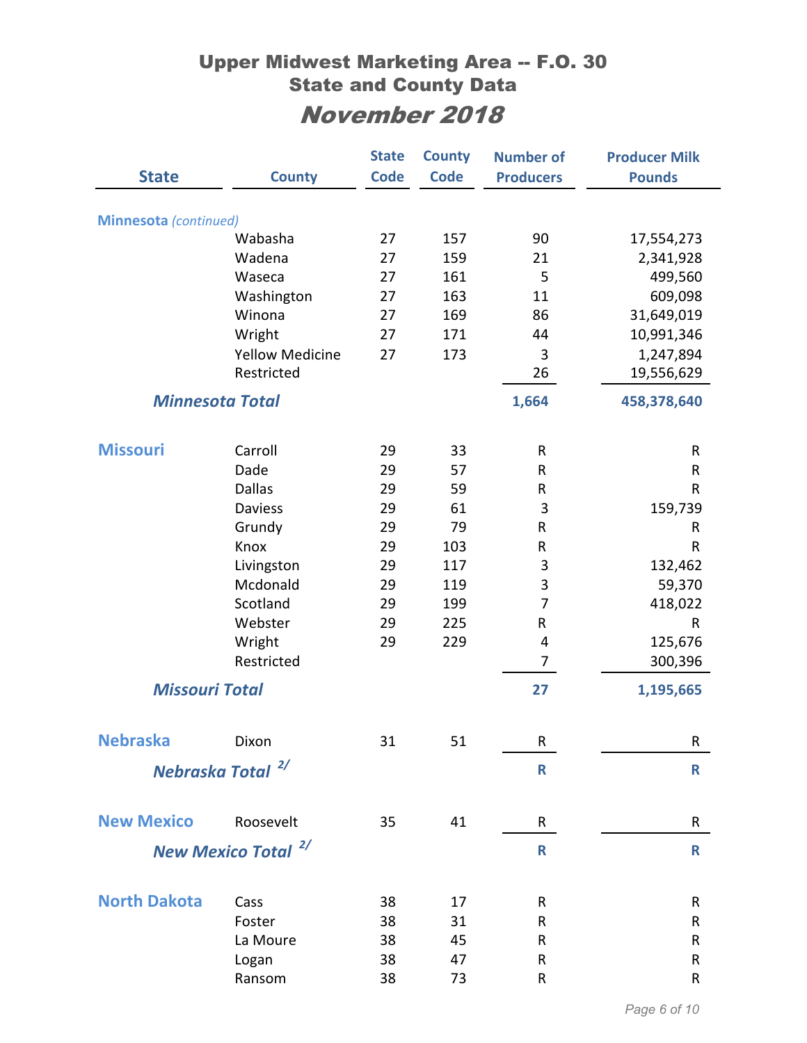# Upper Midwest Marketing Area -- F.O. 30
## State and County Data
## *November 2018*

| State | County | State Code | County Code | Number of Producers | Producer Milk Pounds |
|---|---|---|---|---|---|
| **Minnesota** *(continued)* | | | | | |
| | Wabasha | 27 | 157 | 90 | 17,554,273 |
| | Wadena | 27 | 159 | 21 | 2,341,928 |
| | Waseca | 27 | 161 | 5 | 499,560 |
| | Washington | 27 | 163 | 11 | 609,098 |
| | Winona | 27 | 169 | 86 | 31,649,019 |
| | Wright | 27 | 171 | 44 | 10,991,346 |
| | Yellow Medicine | 27 | 173 | 3 | 1,247,894 |
| | Restricted | | | 26 | 19,556,629 |
| ***Minnesota Total*** | | | | **1,664** | **458,378,640** |
| **Missouri** | Carroll | 29 | 33 | R | R |
| | Dade | 29 | 57 | R | R |
| | Dallas | 29 | 59 | R | R |
| | Daviess | 29 | 61 | 3 | 159,739 |
| | Grundy | 29 | 79 | R | R |
| | Knox | 29 | 103 | R | R |
| | Livingston | 29 | 117 | 3 | 132,462 |
| | Mcdonald | 29 | 119 | 3 | 59,370 |
| | Scotland | 29 | 199 | 7 | 418,022 |
| | Webster | 29 | 225 | R | R |
| | Wright | 29 | 229 | 4 | 125,676 |
| | Restricted | | | 7 | 300,396 |
| ***Missouri Total*** | | | | **27** | **1,195,665** |
| **Nebraska** | Dixon | 31 | 51 | R | R |
| ***Nebraska Total*** 2/ | | | | **R** | **R** |
| **New Mexico** | Roosevelt | 35 | 41 | R | R |
| ***New Mexico Total*** 2/ | | | | **R** | **R** |
| **North Dakota** | Cass | 38 | 17 | R | R |
| | Foster | 38 | 31 | R | R |
| | La Moure | 38 | 45 | R | R |
| | Logan | 38 | 47 | R | R |
| | Ransom | 38 | 73 | R | R |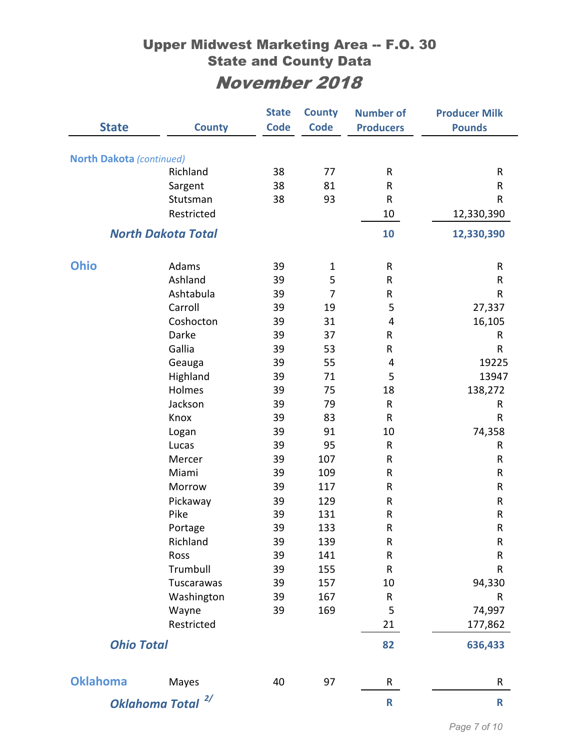# Upper Midwest Marketing Area -- F.O. 30
## State and County Data
## *November 2018*

| State | County | State Code | County Code | Number of Producers | Producer Milk Pounds |
|---|---|---|---|---|---|
| **North Dakota** *(continued)* | | | | | |
| | Richland | 38 | 77 | R | R |
| | Sargent | 38 | 81 | R | R |
| | Stutsman | 38 | 93 | R | R |
| | Restricted | | | 10 | 12,330,390 |
| ***North Dakota Total*** | | | | **10** | **12,330,390** |
| **Ohio** | Adams | 39 | 1 | R | R |
| | Ashland | 39 | 5 | R | R |
| | Ashtabula | 39 | 7 | R | R |
| | Carroll | 39 | 19 | 5 | 27,337 |
| | Coshocton | 39 | 31 | 4 | 16,105 |
| | Darke | 39 | 37 | R | R |
| | Gallia | 39 | 53 | R | R |
| | Geauga | 39 | 55 | 4 | 19225 |
| | Highland | 39 | 71 | 5 | 13947 |
| | Holmes | 39 | 75 | 18 | 138,272 |
| | Jackson | 39 | 79 | R | R |
| | Knox | 39 | 83 | R | R |
| | Logan | 39 | 91 | 10 | 74,358 |
| | Lucas | 39 | 95 | R | R |
| | Mercer | 39 | 107 | R | R |
| | Miami | 39 | 109 | R | R |
| | Morrow | 39 | 117 | R | R |
| | Pickaway | 39 | 129 | R | R |
| | Pike | 39 | 131 | R | R |
| | Portage | 39 | 133 | R | R |
| | Richland | 39 | 139 | R | R |
| | Ross | 39 | 141 | R | R |
| | Trumbull | 39 | 155 | R | R |
| | Tuscarawas | 39 | 157 | 10 | 94,330 |
| | Washington | 39 | 167 | R | R |
| | Wayne | 39 | 169 | 5 | 74,997 |
| | Restricted | | | 21 | 177,862 |
| ***Ohio Total*** | | | | **82** | **636,433** |
| **Oklahoma** | Mayes | 40 | 97 | R | R |
| ***Oklahoma Total*** [2/] | | | | **R** | **R** |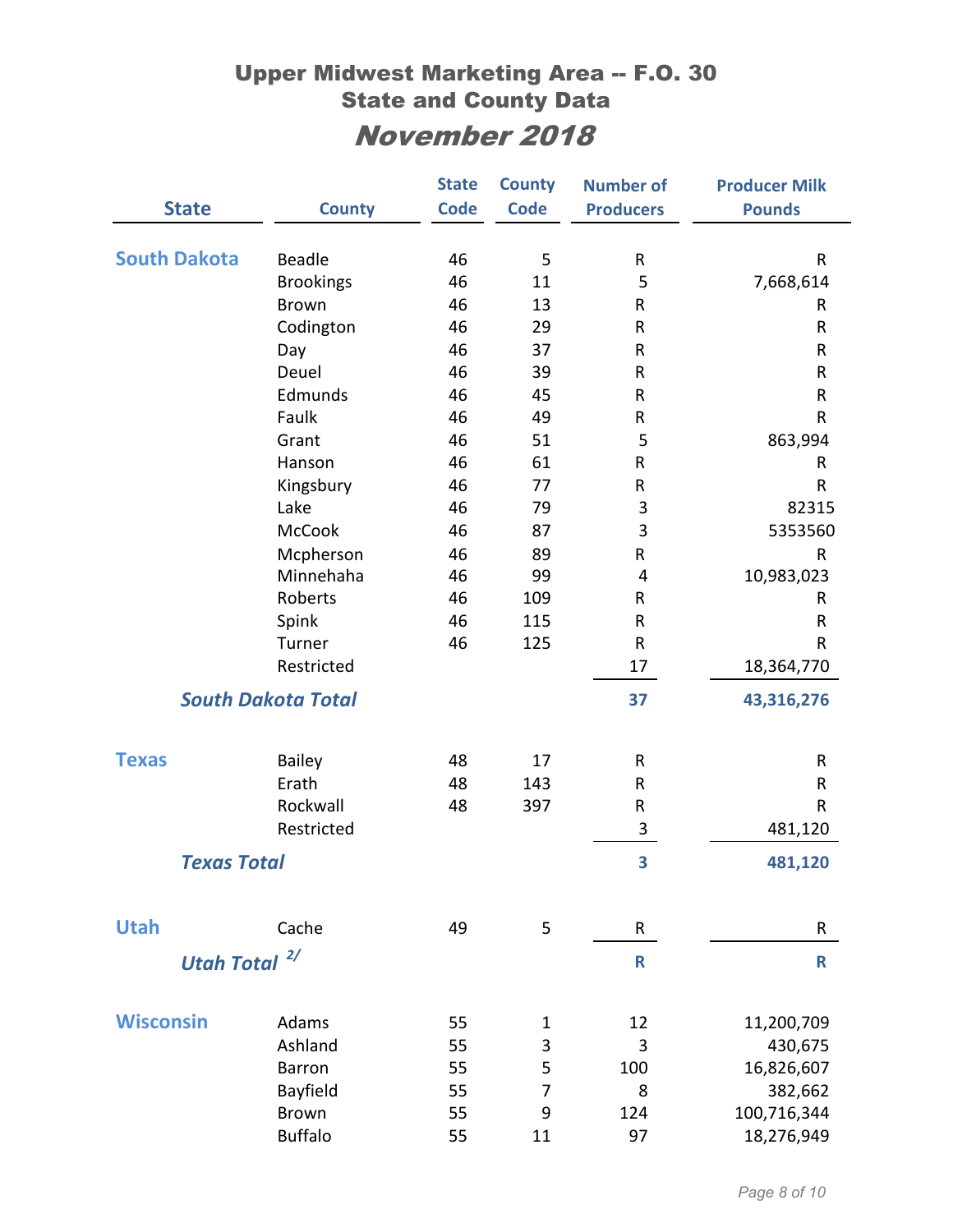# Upper Midwest Marketing Area -- F.O. 30
## State and County Data
## *November 2018*

| State | County | State Code | County Code | Number of Producers | Producer Milk Pounds |
|---|---|---|---|---|---|
| South Dakota | Beadle | 46 | 5 | R | R |
| | Brookings | 46 | 11 | 5 | 7,668,614 |
| | Brown | 46 | 13 | R | R |
| | Codington | 46 | 29 | R | R |
| | Day | 46 | 37 | R | R |
| | Deuel | 46 | 39 | R | R |
| | Edmunds | 46 | 45 | R | R |
| | Faulk | 46 | 49 | R | R |
| | Grant | 46 | 51 | 5 | 863,994 |
| | Hanson | 46 | 61 | R | R |
| | Kingsbury | 46 | 77 | R | R |
| | Lake | 46 | 79 | 3 | 82315 |
| | McCook | 46 | 87 | 3 | 5353560 |
| | Mcpherson | 46 | 89 | R | R |
| | Minnehaha | 46 | 99 | 4 | 10,983,023 |
| | Roberts | 46 | 109 | R | R |
| | Spink | 46 | 115 | R | R |
| | Turner | 46 | 125 | R | R |
| | Restricted | | | 17 | 18,364,770 |
| ***South Dakota Total*** | | | | **37** | **43,316,276** |
| Texas | Bailey | 48 | 17 | R | R |
| | Erath | 48 | 143 | R | R |
| | Rockwall | 48 | 397 | R | R |
| | Restricted | | | 3 | 481,120 |
| ***Texas Total*** | | | | **3** | **481,120** |
| Utah | Cache | 49 | 5 | R | R |
| ***Utah Total*** 2/ | | | | **R** | **R** |
| Wisconsin | Adams | 55 | 1 | 12 | 11,200,709 |
| | Ashland | 55 | 3 | 3 | 430,675 |
| | Barron | 55 | 5 | 100 | 16,826,607 |
| | Bayfield | 55 | 7 | 8 | 382,662 |
| | Brown | 55 | 9 | 124 | 100,716,344 |
| | Buffalo | 55 | 11 | 97 | 18,276,949 |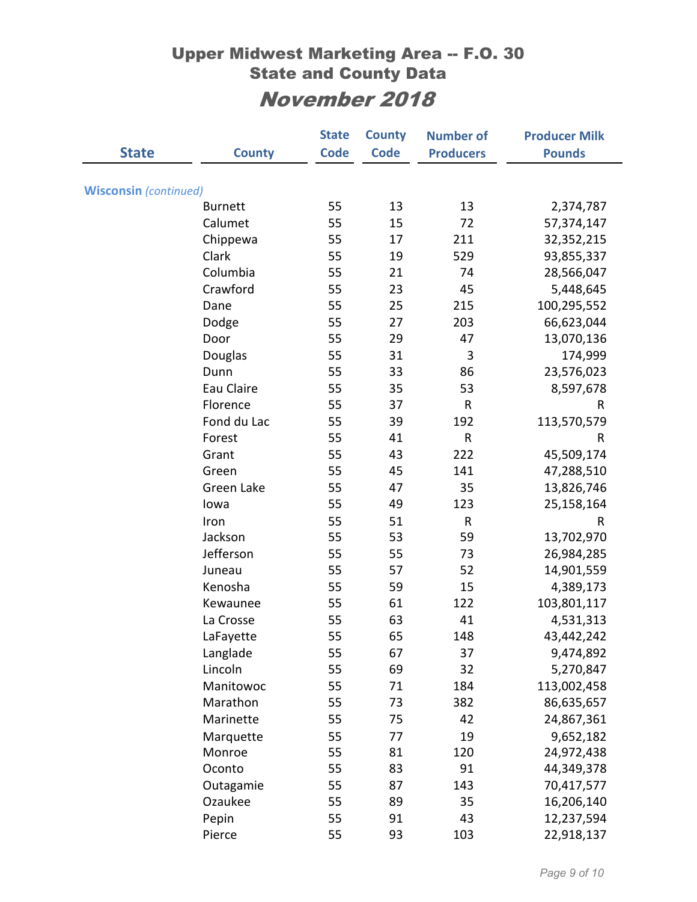# Upper Midwest Marketing Area -- F.O. 30
## State and County Data
## *November 2018*

| State | County | State Code | County Code | Number of Producers | Producer Milk Pounds |
|---|---|---|---|---|---|
| **Wisconsin** *(continued)* | | | | | |
| | Burnett | 55 | 13 | 13 | 2,374,787 |
| | Calumet | 55 | 15 | 72 | 57,374,147 |
| | Chippewa | 55 | 17 | 211 | 32,352,215 |
| | Clark | 55 | 19 | 529 | 93,855,337 |
| | Columbia | 55 | 21 | 74 | 28,566,047 |
| | Crawford | 55 | 23 | 45 | 5,448,645 |
| | Dane | 55 | 25 | 215 | 100,295,552 |
| | Dodge | 55 | 27 | 203 | 66,623,044 |
| | Door | 55 | 29 | 47 | 13,070,136 |
| | Douglas | 55 | 31 | 3 | 174,999 |
| | Dunn | 55 | 33 | 86 | 23,576,023 |
| | Eau Claire | 55 | 35 | 53 | 8,597,678 |
| | Florence | 55 | 37 | R | R |
| | Fond du Lac | 55 | 39 | 192 | 113,570,579 |
| | Forest | 55 | 41 | R | R |
| | Grant | 55 | 43 | 222 | 45,509,174 |
| | Green | 55 | 45 | 141 | 47,288,510 |
| | Green Lake | 55 | 47 | 35 | 13,826,746 |
| | Iowa | 55 | 49 | 123 | 25,158,164 |
| | Iron | 55 | 51 | R | R |
| | Jackson | 55 | 53 | 59 | 13,702,970 |
| | Jefferson | 55 | 55 | 73 | 26,984,285 |
| | Juneau | 55 | 57 | 52 | 14,901,559 |
| | Kenosha | 55 | 59 | 15 | 4,389,173 |
| | Kewaunee | 55 | 61 | 122 | 103,801,117 |
| | La Crosse | 55 | 63 | 41 | 4,531,313 |
| | LaFayette | 55 | 65 | 148 | 43,442,242 |
| | Langlade | 55 | 67 | 37 | 9,474,892 |
| | Lincoln | 55 | 69 | 32 | 5,270,847 |
| | Manitowoc | 55 | 71 | 184 | 113,002,458 |
| | Marathon | 55 | 73 | 382 | 86,635,657 |
| | Marinette | 55 | 75 | 42 | 24,867,361 |
| | Marquette | 55 | 77 | 19 | 9,652,182 |
| | Monroe | 55 | 81 | 120 | 24,972,438 |
| | Oconto | 55 | 83 | 91 | 44,349,378 |
| | Outagamie | 55 | 87 | 143 | 70,417,577 |
| | Ozaukee | 55 | 89 | 35 | 16,206,140 |
| | Pepin | 55 | 91 | 43 | 12,237,594 |
| | Pierce | 55 | 93 | 103 | 22,918,137 |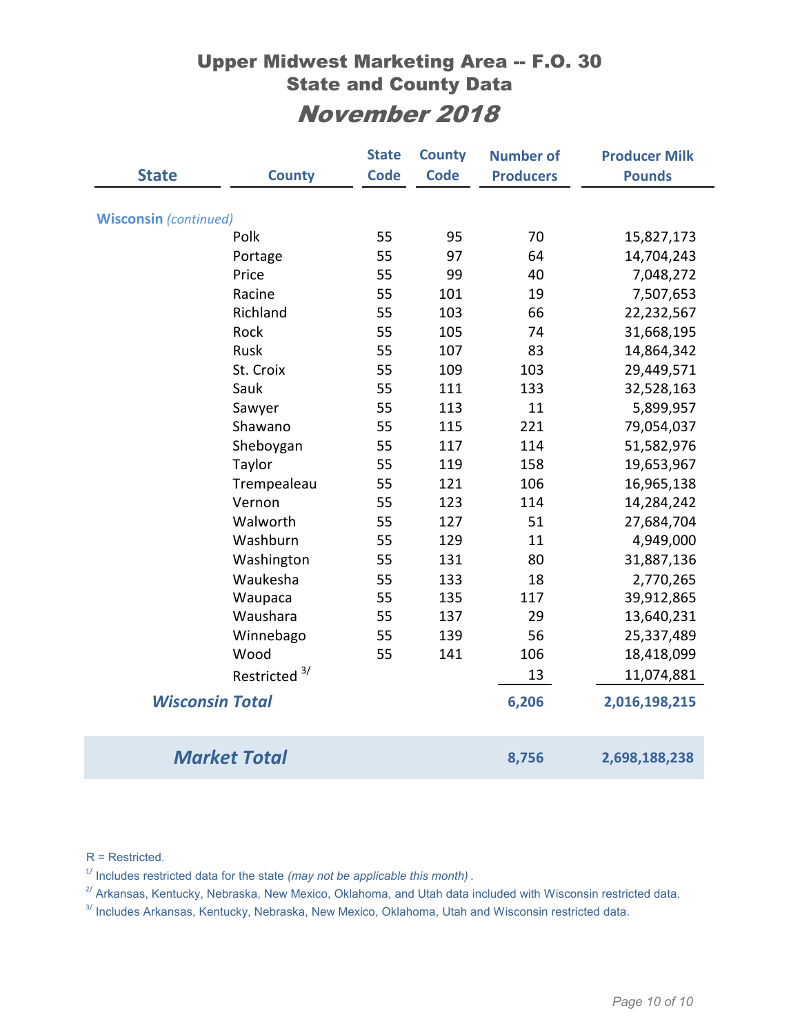# Upper Midwest Marketing Area -- F.O. 30
## State and County Data
## *November 2018*

| State | County | State Code | County Code | Number of Producers | Producer Milk Pounds |
|---|---|---|---|---|---|
| **Wisconsin** *(continued)* | | | | | |
| | Polk | 55 | 95 | 70 | 15,827,173 |
| | Portage | 55 | 97 | 64 | 14,704,243 |
| | Price | 55 | 99 | 40 | 7,048,272 |
| | Racine | 55 | 101 | 19 | 7,507,653 |
| | Richland | 55 | 103 | 66 | 22,232,567 |
| | Rock | 55 | 105 | 74 | 31,668,195 |
| | Rusk | 55 | 107 | 83 | 14,864,342 |
| | St. Croix | 55 | 109 | 103 | 29,449,571 |
| | Sauk | 55 | 111 | 133 | 32,528,163 |
| | Sawyer | 55 | 113 | 11 | 5,899,957 |
| | Shawano | 55 | 115 | 221 | 79,054,037 |
| | Sheboygan | 55 | 117 | 114 | 51,582,976 |
| | Taylor | 55 | 119 | 158 | 19,653,967 |
| | Trempealeau | 55 | 121 | 106 | 16,965,138 |
| | Vernon | 55 | 123 | 114 | 14,284,242 |
| | Walworth | 55 | 127 | 51 | 27,684,704 |
| | Washburn | 55 | 129 | 11 | 4,949,000 |
| | Washington | 55 | 131 | 80 | 31,887,136 |
| | Waukesha | 55 | 133 | 18 | 2,770,265 |
| | Waupaca | 55 | 135 | 117 | 39,912,865 |
| | Waushara | 55 | 137 | 29 | 13,640,231 |
| | Winnebago | 55 | 139 | 56 | 25,337,489 |
| | Wood | 55 | 141 | 106 | 18,418,099 |
| | Restricted [3/] | | | 13 | 11,074,881 |
| ***Wisconsin Total*** | | | | **6,206** | **2,016,198,215** |
| ***Market Total*** | | | | **8,756** | **2,698,188,238** |

R = Restricted.

[1/] Includes restricted data for the state *(may not be applicable this month)*.

[2/] Arkansas, Kentucky, Nebraska, New Mexico, Oklahoma, and Utah data included with Wisconsin restricted data.

[3/] Includes Arkansas, Kentucky, Nebraska, New Mexico, Oklahoma, Utah and Wisconsin restricted data.